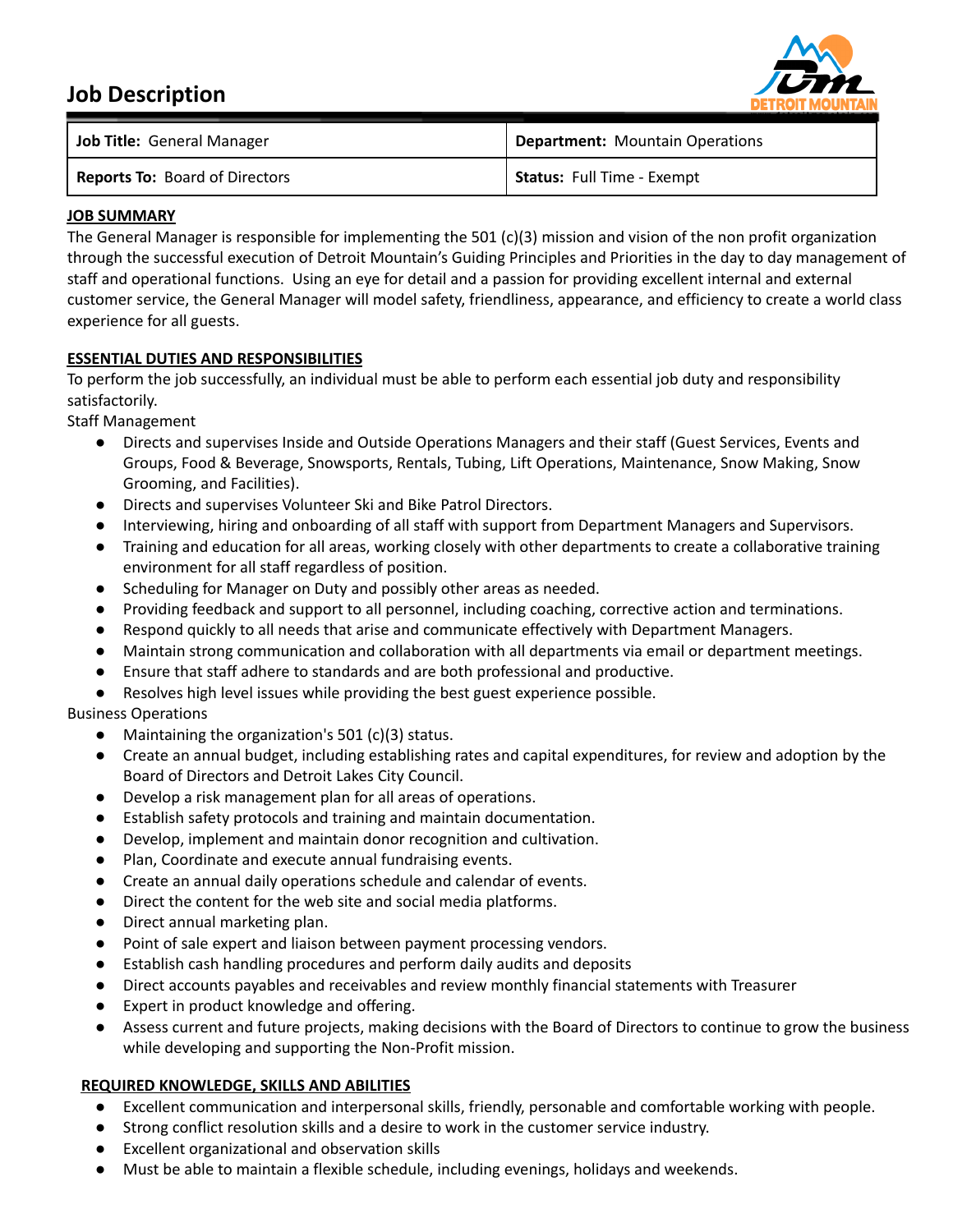# Job Description

| | |
|---|---|
| **Job Title:** General Manager | **Department:** Mountain Operations |
| **Reports To:** Board of Directors | **Status:** Full Time - Exempt |

## JOB SUMMARY

The General Manager is responsible for implementing the 501 (c)(3) mission and vision of the non profit organization through the successful execution of Detroit Mountain's Guiding Principles and Priorities in the day to day management of staff and operational functions. Using an eye for detail and a passion for providing excellent internal and external customer service, the General Manager will model safety, friendliness, appearance, and efficiency to create a world class experience for all guests.

## ESSENTIAL DUTIES AND RESPONSIBILITIES

To perform the job successfully, an individual must be able to perform each essential job duty and responsibility satisfactorily.

Staff Management

- Directs and supervises Inside and Outside Operations Managers and their staff (Guest Services, Events and Groups, Food & Beverage, Snowsports, Rentals, Tubing, Lift Operations, Maintenance, Snow Making, Snow Grooming, and Facilities).
- Directs and supervises Volunteer Ski and Bike Patrol Directors.
- Interviewing, hiring and onboarding of all staff with support from Department Managers and Supervisors.
- Training and education for all areas, working closely with other departments to create a collaborative training environment for all staff regardless of position.
- Scheduling for Manager on Duty and possibly other areas as needed.
- Providing feedback and support to all personnel, including coaching, corrective action and terminations.
- Respond quickly to all needs that arise and communicate effectively with Department Managers.
- Maintain strong communication and collaboration with all departments via email or department meetings.
- Ensure that staff adhere to standards and are both professional and productive.
- Resolves high level issues while providing the best guest experience possible.

Business Operations

- Maintaining the organization's 501 (c)(3) status.
- Create an annual budget, including establishing rates and capital expenditures, for review and adoption by the Board of Directors and Detroit Lakes City Council.
- Develop a risk management plan for all areas of operations.
- Establish safety protocols and training and maintain documentation.
- Develop, implement and maintain donor recognition and cultivation.
- Plan, Coordinate and execute annual fundraising events.
- Create an annual daily operations schedule and calendar of events.
- Direct the content for the web site and social media platforms.
- Direct annual marketing plan.
- Point of sale expert and liaison between payment processing vendors.
- Establish cash handling procedures and perform daily audits and deposits
- Direct accounts payables and receivables and review monthly financial statements with Treasurer
- Expert in product knowledge and offering.
- Assess current and future projects, making decisions with the Board of Directors to continue to grow the business while developing and supporting the Non-Profit mission.

## REQUIRED KNOWLEDGE, SKILLS AND ABILITIES

- Excellent communication and interpersonal skills, friendly, personable and comfortable working with people.
- Strong conflict resolution skills and a desire to work in the customer service industry.
- Excellent organizational and observation skills
- Must be able to maintain a flexible schedule, including evenings, holidays and weekends.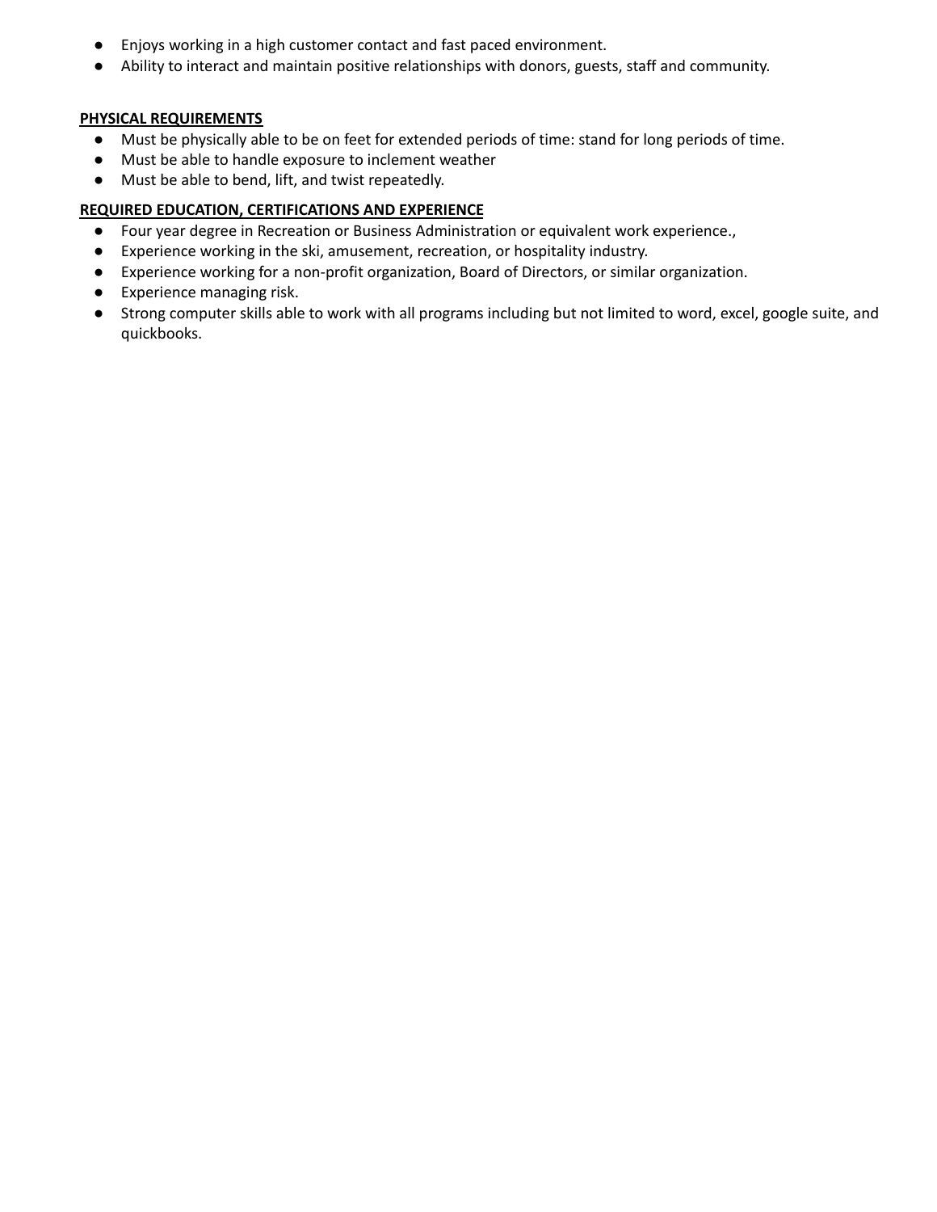- Enjoys working in a high customer contact and fast paced environment.
- Ability to interact and maintain positive relationships with donors, guests, staff and community.

**PHYSICAL REQUIREMENTS**

- Must be physically able to be on feet for extended periods of time: stand for long periods of time.
- Must be able to handle exposure to inclement weather
- Must be able to bend, lift, and twist repeatedly.

**REQUIRED EDUCATION, CERTIFICATIONS AND EXPERIENCE**

- Four year degree in Recreation or Business Administration or equivalent work experience.,
- Experience working in the ski, amusement, recreation, or hospitality industry.
- Experience working for a non-profit organization, Board of Directors, or similar organization.
- Experience managing risk.
- Strong computer skills able to work with all programs including but not limited to word, excel, google suite, and quickbooks.